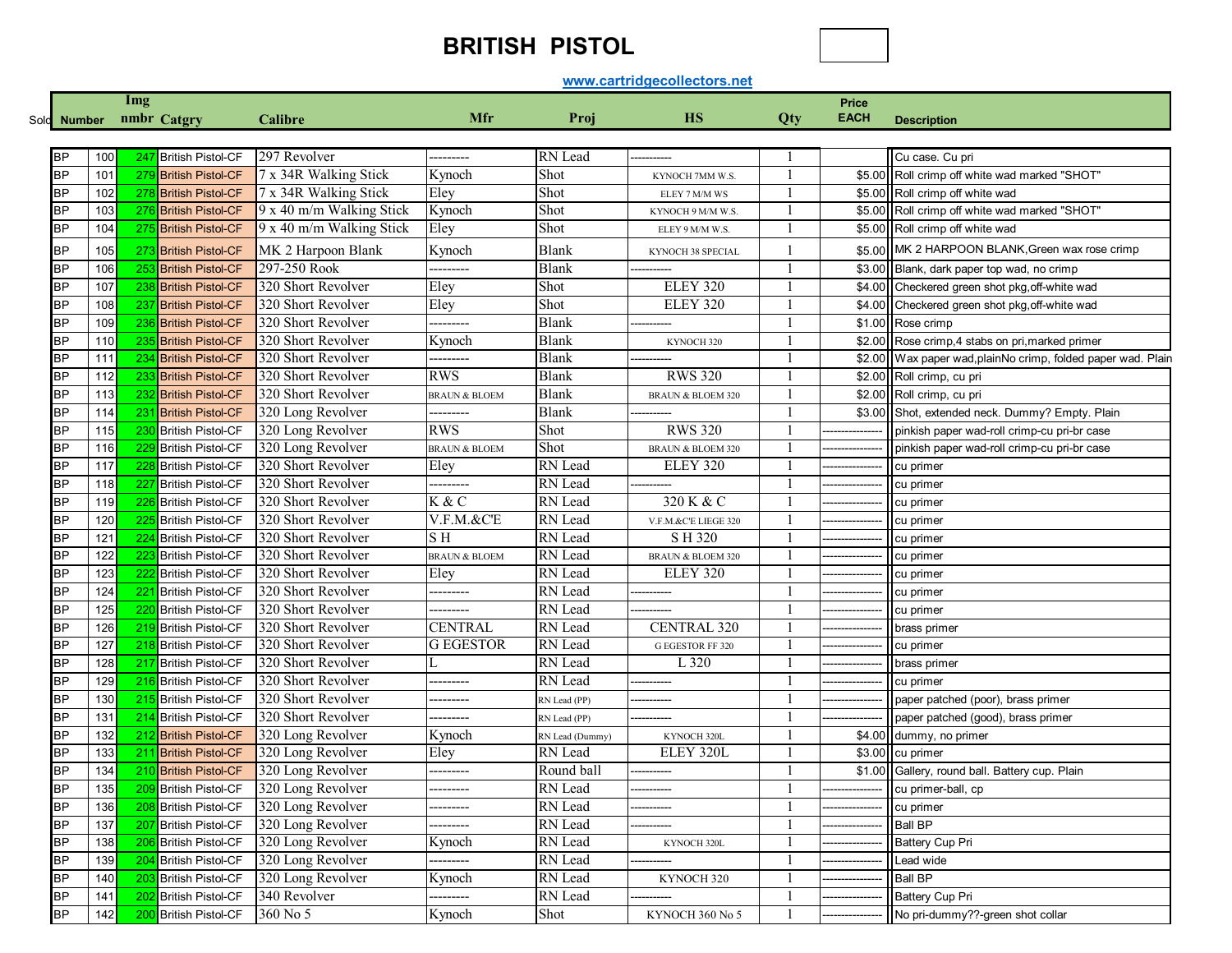# BRITISH PISTOL

www.cartridgecollectors.net

| Sold | Number | Img nmbr | Catgry | Calibre | Mfr | Proj | HS | Qty | Price EACH | Description |
|---|---|---|---|---|---|---|---|---|---|---|
| BP | 100 | 247 | British Pistol-CF | 297 Revolver | --------- | RN Lead | ---------- | 1 | | Cu case. Cu pri |
| BP | 101 | 279 | British Pistol-CF | 7 x 34R Walking Stick | Kynoch | Shot | KYNOCH 7MM W.S. | 1 | $5.00 | Roll crimp off white wad marked "SHOT" |
| BP | 102 | 278 | British Pistol-CF | 7 x 34R Walking Stick | Eley | Shot | ELEY 7 M/M WS | 1 | $5.00 | Roll crimp off white wad |
| BP | 103 | 276 | British Pistol-CF | 9 x 40 m/m Walking Stick | Kynoch | Shot | KYNOCH 9 M/M W.S. | 1 | $5.00 | Roll crimp off white wad marked "SHOT" |
| BP | 104 | 275 | British Pistol-CF | 9 x 40 m/m Walking Stick | Eley | Shot | ELEY 9 M/M W.S. | 1 | $5.00 | Roll crimp off white wad |
| BP | 105 | 273 | British Pistol-CF | MK 2 Harpoon Blank | Kynoch | Blank | KYNOCH 38 SPECIAL | 1 | $5.00 | MK 2 HARPOON BLANK,Green wax rose crimp |
| BP | 106 | 253 | British Pistol-CF | 297-250 Rook | --------- | Blank | ---------- | 1 | $3.00 | Blank, dark paper top wad, no crimp |
| BP | 107 | 238 | British Pistol-CF | 320 Short Revolver | Eley | Shot | ELEY 320 | 1 | $4.00 | Checkered green shot pkg,off-white wad |
| BP | 108 | 237 | British Pistol-CF | 320 Short Revolver | Eley | Shot | ELEY 320 | 1 | $4.00 | Checkered green shot pkg,off-white wad |
| BP | 109 | 236 | British Pistol-CF | 320 Short Revolver | --------- | Blank | ---------- | 1 | $1.00 | Rose crimp |
| BP | 110 | 235 | British Pistol-CF | 320 Short Revolver | Kynoch | Blank | KYNOCH 320 | 1 | $2.00 | Rose crimp,4 stabs on pri,marked primer |
| BP | 111 | 234 | British Pistol-CF | 320 Short Revolver | --------- | Blank | ---------- | 1 | $2.00 | Wax paper wad,plainNo crimp, folded paper wad. Plain |
| BP | 112 | 233 | British Pistol-CF | 320 Short Revolver | RWS | Blank | RWS 320 | 1 | $2.00 | Roll crimp, cu pri |
| BP | 113 | 232 | British Pistol-CF | 320 Short Revolver | BRAUN & BLOEM | Blank | BRAUN & BLOEM 320 | 1 | $2.00 | Roll crimp, cu pri |
| BP | 114 | 231 | British Pistol-CF | 320 Long Revolver | --------- | Blank | ---------- | 1 | $3.00 | Shot, extended neck. Dummy? Empty. Plain |
| BP | 115 | 230 | British Pistol-CF | 320 Long Revolver | RWS | Shot | RWS 320 | 1 | --------------- | pinkish paper wad-roll crimp-cu pri-br case |
| BP | 116 | 229 | British Pistol-CF | 320 Long Revolver | BRAUN & BLOEM | Shot | BRAUN & BLOEM 320 | 1 | --------------- | pinkish paper wad-roll crimp-cu pri-br case |
| BP | 117 | 228 | British Pistol-CF | 320 Short Revolver | Eley | RN Lead | ELEY 320 | 1 | --------------- | cu primer |
| BP | 118 | 227 | British Pistol-CF | 320 Short Revolver | --------- | RN Lead | ---------- | 1 | --------------- | cu primer |
| BP | 119 | 226 | British Pistol-CF | 320 Short Revolver | K & C | RN Lead | 320 K & C | 1 | --------------- | cu primer |
| BP | 120 | 225 | British Pistol-CF | 320 Short Revolver | V.F.M.&C'E | RN Lead | V.F.M.&C'E LIEGE 320 | 1 | --------------- | cu primer |
| BP | 121 | 224 | British Pistol-CF | 320 Short Revolver | S H | RN Lead | S H 320 | 1 | --------------- | cu primer |
| BP | 122 | 223 | British Pistol-CF | 320 Short Revolver | BRAUN & BLOEM | RN Lead | BRAUN & BLOEM 320 | 1 | --------------- | cu primer |
| BP | 123 | 222 | British Pistol-CF | 320 Short Revolver | Eley | RN Lead | ELEY 320 | 1 | --------------- | cu primer |
| BP | 124 | 221 | British Pistol-CF | 320 Short Revolver | --------- | RN Lead | ---------- | 1 | --------------- | cu primer |
| BP | 125 | 220 | British Pistol-CF | 320 Short Revolver | --------- | RN Lead | ---------- | 1 | --------------- | cu primer |
| BP | 126 | 219 | British Pistol-CF | 320 Short Revolver | CENTRAL | RN Lead | CENTRAL 320 | 1 | --------------- | brass primer |
| BP | 127 | 218 | British Pistol-CF | 320 Short Revolver | G EGESTOR | RN Lead | G EGESTOR FF 320 | 1 | --------------- | cu primer |
| BP | 128 | 217 | British Pistol-CF | 320 Short Revolver | L | RN Lead | L 320 | 1 | --------------- | brass primer |
| BP | 129 | 216 | British Pistol-CF | 320 Short Revolver | --------- | RN Lead | ---------- | 1 | --------------- | cu primer |
| BP | 130 | 215 | British Pistol-CF | 320 Short Revolver | --------- | RN Lead (PP) | ---------- | 1 | --------------- | paper patched (poor), brass primer |
| BP | 131 | 214 | British Pistol-CF | 320 Short Revolver | --------- | RN Lead (PP) | ---------- | 1 | --------------- | paper patched (good), brass primer |
| BP | 132 | 212 | British Pistol-CF | 320 Long Revolver | Kynoch | RN Lead (Dummy) | KYNOCH 320L | 1 | $4.00 | dummy, no primer |
| BP | 133 | 211 | British Pistol-CF | 320 Long Revolver | Eley | RN Lead | ELEY 320L | 1 | $3.00 | cu primer |
| BP | 134 | 210 | British Pistol-CF | 320 Long Revolver | --------- | Round ball | ---------- | 1 | $1.00 | Gallery, round ball. Battery cup. Plain |
| BP | 135 | 209 | British Pistol-CF | 320 Long Revolver | --------- | RN Lead | ---------- | 1 | --------------- | cu primer-ball, cp |
| BP | 136 | 208 | British Pistol-CF | 320 Long Revolver | --------- | RN Lead | ---------- | 1 | --------------- | cu primer |
| BP | 137 | 207 | British Pistol-CF | 320 Long Revolver | --------- | RN Lead | ---------- | 1 | --------------- | Ball BP |
| BP | 138 | 206 | British Pistol-CF | 320 Long Revolver | Kynoch | RN Lead | KYNOCH 320L | 1 | --------------- | Battery Cup Pri |
| BP | 139 | 204 | British Pistol-CF | 320 Long Revolver | --------- | RN Lead | ---------- | 1 | --------------- | Lead wide |
| BP | 140 | 203 | British Pistol-CF | 320 Long Revolver | Kynoch | RN Lead | KYNOCH 320 | 1 | --------------- | Ball BP |
| BP | 141 | 202 | British Pistol-CF | 340 Revolver | --------- | RN Lead | ---------- | 1 | --------------- | Battery Cup Pri |
| BP | 142 | 200 | British Pistol-CF | 360 No 5 | Kynoch | Shot | KYNOCH 360 No 5 | 1 | --------------- | No pri-dummy??-green shot collar |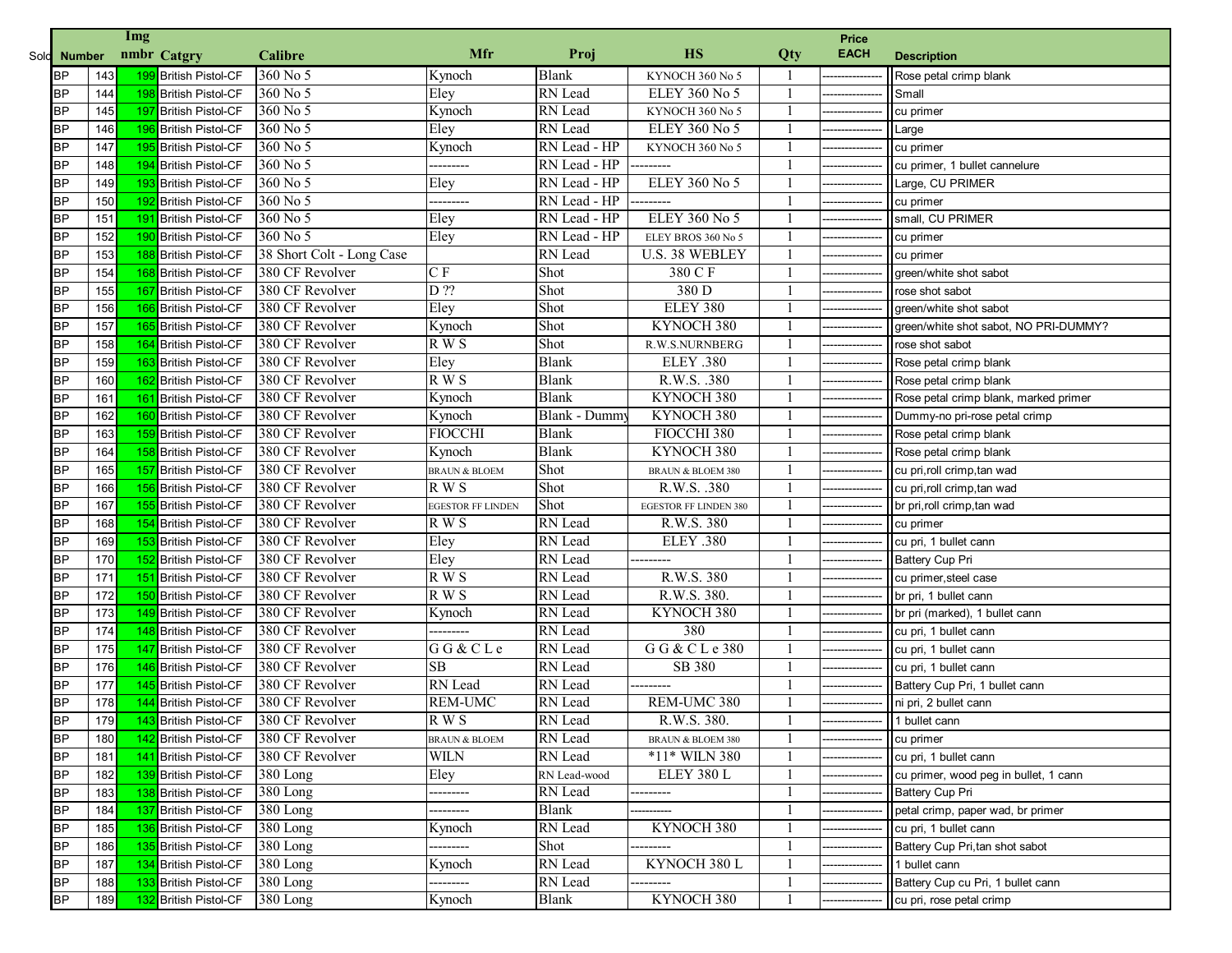| Sold | Number | | Img nmbr | Catgry | Calibre | Mfr | Proj | HS | Qty | Price EACH | Description |
|---|---|---|---|---|---|---|---|---|---|---|---|
| | BP | 143 | 199 | British Pistol-CF | 360 No 5 | Kynoch | Blank | KYNOCH 360 No 5 | 1 | ---------------- | Rose petal crimp blank |
| | BP | 144 | 198 | British Pistol-CF | 360 No 5 | Eley | RN Lead | ELEY 360 No 5 | 1 | ---------------- | Small |
| | BP | 145 | 197 | British Pistol-CF | 360 No 5 | Kynoch | RN Lead | KYNOCH 360 No 5 | 1 | ---------------- | cu primer |
| | BP | 146 | 196 | British Pistol-CF | 360 No 5 | Eley | RN Lead | ELEY 360 No 5 | 1 | ---------------- | Large |
| | BP | 147 | 195 | British Pistol-CF | 360 No 5 | Kynoch | RN Lead - HP | KYNOCH 360 No 5 | 1 | ---------------- | cu primer |
| | BP | 148 | 194 | British Pistol-CF | 360 No 5 | --------- | RN Lead - HP | --------- | 1 | ---------------- | cu primer, 1 bullet cannelure |
| | BP | 149 | 193 | British Pistol-CF | 360 No 5 | Eley | RN Lead - HP | ELEY 360 No 5 | 1 | ---------------- | Large, CU PRIMER |
| | BP | 150 | 192 | British Pistol-CF | 360 No 5 | --------- | RN Lead - HP | --------- | 1 | ---------------- | cu primer |
| | BP | 151 | 191 | British Pistol-CF | 360 No 5 | Eley | RN Lead - HP | ELEY 360 No 5 | 1 | ---------------- | small, CU PRIMER |
| | BP | 152 | 190 | British Pistol-CF | 360 No 5 | Eley | RN Lead - HP | ELEY BROS 360 No 5 | 1 | ---------------- | cu primer |
| | BP | 153 | 188 | British Pistol-CF | 38 Short Colt - Long Case | | RN Lead | U.S. 38 WEBLEY | 1 | ---------------- | cu primer |
| | BP | 154 | 168 | British Pistol-CF | 380 CF Revolver | C F | Shot | 380 C F | 1 | ---------------- | green/white shot sabot |
| | BP | 155 | 167 | British Pistol-CF | 380 CF Revolver | D ?? | Shot | 380 D | 1 | ---------------- | rose shot sabot |
| | BP | 156 | 166 | British Pistol-CF | 380 CF Revolver | Eley | Shot | ELEY 380 | 1 | ---------------- | green/white shot sabot |
| | BP | 157 | 165 | British Pistol-CF | 380 CF Revolver | Kynoch | Shot | KYNOCH 380 | 1 | ---------------- | green/white shot sabot, NO PRI-DUMMY? |
| | BP | 158 | 164 | British Pistol-CF | 380 CF Revolver | R W S | Shot | R.W.S.NURNBERG | 1 | ---------------- | rose shot sabot |
| | BP | 159 | 163 | British Pistol-CF | 380 CF Revolver | Eley | Blank | ELEY .380 | 1 | ---------------- | Rose petal crimp blank |
| | BP | 160 | 162 | British Pistol-CF | 380 CF Revolver | R W S | Blank | R.W.S. .380 | 1 | ---------------- | Rose petal crimp blank |
| | BP | 161 | 161 | British Pistol-CF | 380 CF Revolver | Kynoch | Blank | KYNOCH 380 | 1 | ---------------- | Rose petal crimp blank, marked primer |
| | BP | 162 | 160 | British Pistol-CF | 380 CF Revolver | Kynoch | Blank - Dummy | KYNOCH 380 | 1 | ---------------- | Dummy-no pri-rose petal crimp |
| | BP | 163 | 159 | British Pistol-CF | 380 CF Revolver | FIOCCHI | Blank | FIOCCHI 380 | 1 | ---------------- | Rose petal crimp blank |
| | BP | 164 | 158 | British Pistol-CF | 380 CF Revolver | Kynoch | Blank | KYNOCH 380 | 1 | ---------------- | Rose petal crimp blank |
| | BP | 165 | 157 | British Pistol-CF | 380 CF Revolver | BRAUN & BLOEM | Shot | BRAUN & BLOEM 380 | 1 | ---------------- | cu pri,roll crimp,tan wad |
| | BP | 166 | 156 | British Pistol-CF | 380 CF Revolver | R W S | Shot | R.W.S. .380 | 1 | ---------------- | cu pri,roll crimp,tan wad |
| | BP | 167 | 155 | British Pistol-CF | 380 CF Revolver | EGESTOR FF LINDEN | Shot | EGESTOR FF LINDEN 380 | 1 | ---------------- | br pri,roll crimp,tan wad |
| | BP | 168 | 154 | British Pistol-CF | 380 CF Revolver | R W S | RN Lead | R.W.S. 380 | 1 | ---------------- | cu primer |
| | BP | 169 | 153 | British Pistol-CF | 380 CF Revolver | Eley | RN Lead | ELEY .380 | 1 | ---------------- | cu pri, 1 bullet cann |
| | BP | 170 | 152 | British Pistol-CF | 380 CF Revolver | Eley | RN Lead | --------- | 1 | ---------------- | Battery Cup Pri |
| | BP | 171 | 151 | British Pistol-CF | 380 CF Revolver | R W S | RN Lead | R.W.S. 380 | 1 | ---------------- | cu primer,steel case |
| | BP | 172 | 150 | British Pistol-CF | 380 CF Revolver | R W S | RN Lead | R.W.S. 380. | 1 | ---------------- | br pri, 1 bullet cann |
| | BP | 173 | 149 | British Pistol-CF | 380 CF Revolver | Kynoch | RN Lead | KYNOCH 380 | 1 | ---------------- | br pri (marked), 1 bullet cann |
| | BP | 174 | 148 | British Pistol-CF | 380 CF Revolver | --------- | RN Lead | 380 | 1 | ---------------- | cu pri, 1 bullet cann |
| | BP | 175 | 147 | British Pistol-CF | 380 CF Revolver | G G & C L e | RN Lead | G G & C L e 380 | 1 | ---------------- | cu pri, 1 bullet cann |
| | BP | 176 | 146 | British Pistol-CF | 380 CF Revolver | SB | RN Lead | SB 380 | 1 | ---------------- | cu pri, 1 bullet cann |
| | BP | 177 | 145 | British Pistol-CF | 380 CF Revolver | RN Lead | RN Lead | --------- | 1 | ---------------- | Battery Cup Pri, 1 bullet cann |
| | BP | 178 | 144 | British Pistol-CF | 380 CF Revolver | REM-UMC | RN Lead | REM-UMC 380 | 1 | ---------------- | ni pri, 2 bullet cann |
| | BP | 179 | 143 | British Pistol-CF | 380 CF Revolver | R W S | RN Lead | R.W.S. 380. | 1 | ---------------- | 1 bullet cann |
| | BP | 180 | 142 | British Pistol-CF | 380 CF Revolver | BRAUN & BLOEM | RN Lead | BRAUN & BLOEM 380 | 1 | ---------------- | cu primer |
| | BP | 181 | 141 | British Pistol-CF | 380 CF Revolver | WILN | RN Lead | *11* WILN 380 | 1 | ---------------- | cu pri, 1 bullet cann |
| | BP | 182 | 139 | British Pistol-CF | 380 Long | Eley | RN Lead-wood | ELEY 380 L | 1 | ---------------- | cu primer, wood peg in bullet, 1 cann |
| | BP | 183 | 138 | British Pistol-CF | 380 Long | --------- | RN Lead | --------- | 1 | ---------------- | Battery Cup Pri |
| | BP | 184 | 137 | British Pistol-CF | 380 Long | --------- | Blank | ---------- | 1 | ---------------- | petal crimp, paper wad, br primer |
| | BP | 185 | 136 | British Pistol-CF | 380 Long | Kynoch | RN Lead | KYNOCH 380 | 1 | ---------------- | cu pri, 1 bullet cann |
| | BP | 186 | 135 | British Pistol-CF | 380 Long | --------- | Shot | --------- | 1 | ---------------- | Battery Cup Pri,tan shot sabot |
| | BP | 187 | 134 | British Pistol-CF | 380 Long | Kynoch | RN Lead | KYNOCH 380 L | 1 | ---------------- | 1 bullet cann |
| | BP | 188 | 133 | British Pistol-CF | 380 Long | --------- | RN Lead | --------- | 1 | ---------------- | Battery Cup cu Pri, 1 bullet cann |
| | BP | 189 | 132 | British Pistol-CF | 380 Long | Kynoch | Blank | KYNOCH 380 | 1 | ---------------- | cu pri, rose petal crimp |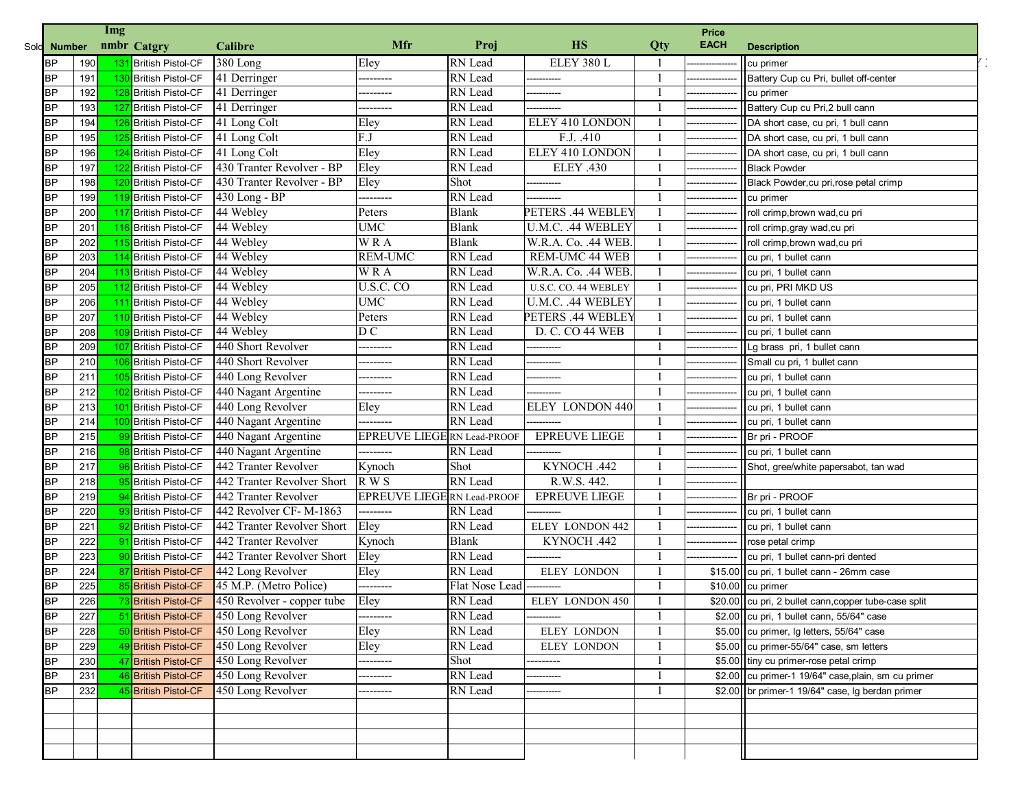| Sold | Number | Img nmbr | Catgry | Calibre | Mfr | Proj | HS | Qty | Price EACH | Description |
|---|---|---|---|---|---|---|---|---|---|---|
| BP | 190 | 131 | British Pistol-CF | 380 Long | Eley | RN Lead | ELEY 380 L | 1 | ---------------- | cu primer |
| BP | 191 | 130 | British Pistol-CF | 41 Derringer | --------- | RN Lead | ----------- | 1 | ---------------- | Battery Cup cu Pri, bullet off-center |
| BP | 192 | 128 | British Pistol-CF | 41 Derringer | --------- | RN Lead | ----------- | 1 | ---------------- | cu primer |
| BP | 193 | 127 | British Pistol-CF | 41 Derringer | --------- | RN Lead | ----------- | 1 | ---------------- | Battery Cup cu Pri,2 bull cann |
| BP | 194 | 126 | British Pistol-CF | 41 Long Colt | Eley | RN Lead | ELEY 410 LONDON | 1 | ---------------- | DA short case, cu pri, 1 bull cann |
| BP | 195 | 125 | British Pistol-CF | 41 Long Colt | F.J | RN Lead | F.J. .410 | 1 | ---------------- | DA short case, cu pri, 1 bull cann |
| BP | 196 | 124 | British Pistol-CF | 41 Long Colt | Eley | RN Lead | ELEY 410 LONDON | 1 | ---------------- | DA short case, cu pri, 1 bull cann |
| BP | 197 | 122 | British Pistol-CF | 430 Tranter Revolver - BP | Eley | RN Lead | ELEY .430 | 1 | ---------------- | Black Powder |
| BP | 198 | 120 | British Pistol-CF | 430 Tranter Revolver - BP | Eley | Shot | ----------- | 1 | ---------------- | Black Powder,cu pri,rose petal crimp |
| BP | 199 | 119 | British Pistol-CF | 430 Long - BP | --------- | RN Lead | ----------- | 1 | ---------------- | cu primer |
| BP | 200 | 117 | British Pistol-CF | 44 Webley | Peters | Blank | PETERS .44 WEBLEY | 1 | ---------------- | roll crimp,brown wad,cu pri |
| BP | 201 | 116 | British Pistol-CF | 44 Webley | UMC | Blank | U.M.C. .44 WEBLEY | 1 | ---------------- | roll crimp,gray wad,cu pri |
| BP | 202 | 115 | British Pistol-CF | 44 Webley | W R A | Blank | W.R.A. Co. .44 WEB. | 1 | ---------------- | roll crimp,brown wad,cu pri |
| BP | 203 | 114 | British Pistol-CF | 44 Webley | REM-UMC | RN Lead | REM-UMC 44 WEB | 1 | ---------------- | cu pri, 1 bullet cann |
| BP | 204 | 113 | British Pistol-CF | 44 Webley | W R A | RN Lead | W.R.A. Co. .44 WEB. | 1 | ---------------- | cu pri, 1 bullet cann |
| BP | 205 | 112 | British Pistol-CF | 44 Webley | U.S.C. CO | RN Lead | U.S.C. CO. 44 WEBLEY | 1 | ---------------- | cu pri, PRI MKD US |
| BP | 206 | 111 | British Pistol-CF | 44 Webley | UMC | RN Lead | U.M.C. .44 WEBLEY | 1 | ---------------- | cu pri, 1 bullet cann |
| BP | 207 | 110 | British Pistol-CF | 44 Webley | Peters | RN Lead | PETERS .44 WEBLEY | 1 | ---------------- | cu pri, 1 bullet cann |
| BP | 208 | 109 | British Pistol-CF | 44 Webley | D C | RN Lead | D. C. CO 44 WEB | 1 | ---------------- | cu pri, 1 bullet cann |
| BP | 209 | 107 | British Pistol-CF | 440 Short Revolver | --------- | RN Lead | ----------- | 1 | ---------------- | Lg brass pri, 1 bullet cann |
| BP | 210 | 106 | British Pistol-CF | 440 Short Revolver | --------- | RN Lead | ----------- | 1 | ---------------- | Small cu pri, 1 bullet cann |
| BP | 211 | 105 | British Pistol-CF | 440 Long Revolver | --------- | RN Lead | ----------- | 1 | ---------------- | cu pri, 1 bullet cann |
| BP | 212 | 102 | British Pistol-CF | 440 Nagant Argentine | --------- | RN Lead | ----------- | 1 | ---------------- | cu pri, 1 bullet cann |
| BP | 213 | 101 | British Pistol-CF | 440 Long Revolver | Eley | RN Lead | ELEY LONDON 440 | 1 | ---------------- | cu pri, 1 bullet cann |
| BP | 214 | 100 | British Pistol-CF | 440 Nagant Argentine | --------- | RN Lead | ----------- | 1 | ---------------- | cu pri, 1 bullet cann |
| BP | 215 | 99 | British Pistol-CF | 440 Nagant Argentine | EPREUVE LIEGE | RN Lead-PROOF | EPREUVE LIEGE | 1 | ---------------- | Br pri - PROOF |
| BP | 216 | 98 | British Pistol-CF | 440 Nagant Argentine | --------- | RN Lead | ----------- | 1 | ---------------- | cu pri, 1 bullet cann |
| BP | 217 | 96 | British Pistol-CF | 442 Tranter Revolver | Kynoch | Shot | KYNOCH .442 | 1 | ---------------- | Shot, gree/white papersabot, tan wad |
| BP | 218 | 95 | British Pistol-CF | 442 Tranter Revolver Short | R W S | RN Lead | R.W.S. 442. | 1 | ---------------- | |
| BP | 219 | 94 | British Pistol-CF | 442 Tranter Revolver | EPREUVE LIEGE | RN Lead-PROOF | EPREUVE LIEGE | 1 | ---------------- | Br pri - PROOF |
| BP | 220 | 93 | British Pistol-CF | 442 Revolver CF- M-1863 | --------- | RN Lead | ----------- | 1 | ---------------- | cu pri, 1 bullet cann |
| BP | 221 | 92 | British Pistol-CF | 442 Tranter Revolver Short | Eley | RN Lead | ELEY LONDON 442 | 1 | ---------------- | cu pri, 1 bullet cann |
| BP | 222 | 91 | British Pistol-CF | 442 Tranter Revolver | Kynoch | Blank | KYNOCH .442 | 1 | ---------------- | rose petal crimp |
| BP | 223 | 90 | British Pistol-CF | 442 Tranter Revolver Short | Eley | RN Lead | ----------- | 1 | ---------------- | cu pri, 1 bullet cann-pri dented |
| BP | 224 | 87 | British Pistol-CF | 442 Long Revolver | Eley | RN Lead | ELEY LONDON | 1 | $15.00 | cu pri, 1 bullet cann - 26mm case |
| BP | 225 | 85 | British Pistol-CF | 45 M.P. (Metro Police) | --------- | Flat Nose Lead | ----------- | 1 | $10.00 | cu primer |
| BP | 226 | 73 | British Pistol-CF | 450 Revolver - copper tube | Eley | RN Lead | ELEY LONDON 450 | 1 | $20.00 | cu pri, 2 bullet cann,copper tube-case split |
| BP | 227 | 51 | British Pistol-CF | 450 Long Revolver | --------- | RN Lead | ----------- | 1 | $2.00 | cu pri, 1 bullet cann, 55/64" case |
| BP | 228 | 50 | British Pistol-CF | 450 Long Revolver | Eley | RN Lead | ELEY LONDON | 1 | $5.00 | cu primer, lg letters, 55/64" case |
| BP | 229 | 49 | British Pistol-CF | 450 Long Revolver | Eley | RN Lead | ELEY LONDON | 1 | $5.00 | cu primer-55/64" case, sm letters |
| BP | 230 | 47 | British Pistol-CF | 450 Long Revolver | --------- | Shot | --------- | 1 | $5.00 | tiny cu primer-rose petal crimp |
| BP | 231 | 46 | British Pistol-CF | 450 Long Revolver | --------- | RN Lead | ----------- | 1 | $2.00 | cu primer-1 19/64" case,plain, sm cu primer |
| BP | 232 | 45 | British Pistol-CF | 450 Long Revolver | --------- | RN Lead | ----------- | 1 | $2.00 | br primer-1 19/64" case, lg berdan primer |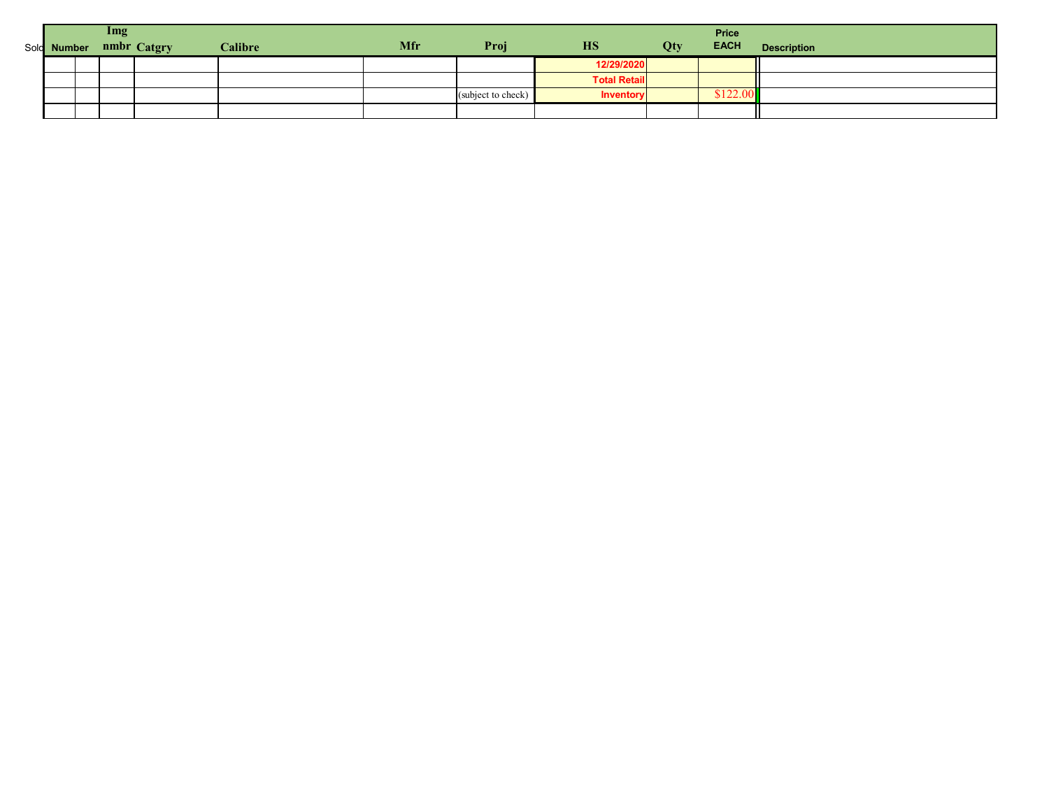| Sold | Number | Img nmbr | Catgry | Calibre | Mfr | Proj | HS | Qty | Price EACH | Description |
|---|---|---|---|---|---|---|---|---|---|---|
| | | | | | | | 12/29/2020 | | | |
| | | | | | | | Total Retail | | | |
| | | | | | | (subject to check) | Inventory | | $122.00 | |
| | | | | | | | | | | |